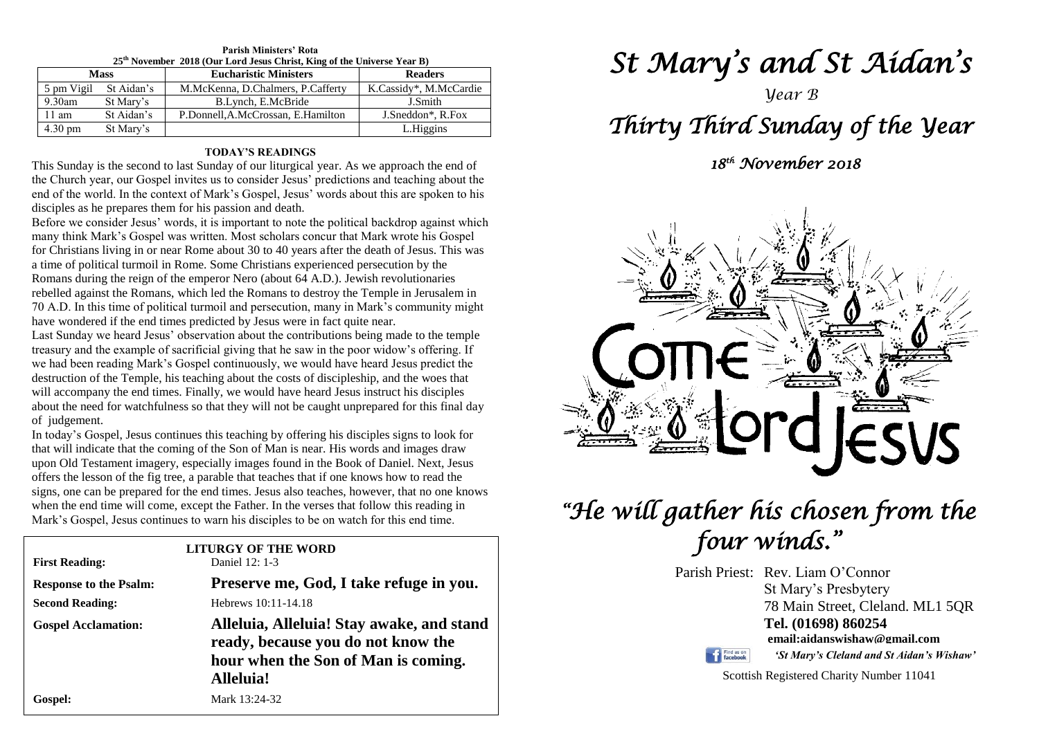**Parish Ministers' Rota**
**25th November 2018 (Our Lord Jesus Christ, King of the Universe Year B)**

| Mass | | Eucharistic Ministers | Readers |
|---|---|---|---|
| 5 pm Vigil | St Aidan's | M.McKenna, D.Chalmers, P.Cafferty | K.Cassidy*, M.McCardie |
| 9.30am | St Mary's | B.Lynch, E.McBride | J.Smith |
| 11 am | St Aidan's | P.Donnell,A.McCrossan, E.Hamilton | J.Sneddon*, R.Fox |
| 4.30 pm | St Mary's | | L.Higgins |

**TODAY'S READINGS**

This Sunday is the second to last Sunday of our liturgical year. As we approach the end of the Church year, our Gospel invites us to consider Jesus' predictions and teaching about the end of the world. In the context of Mark's Gospel, Jesus' words about this are spoken to his disciples as he prepares them for his passion and death.

Before we consider Jesus' words, it is important to note the political backdrop against which many think Mark's Gospel was written. Most scholars concur that Mark wrote his Gospel for Christians living in or near Rome about 30 to 40 years after the death of Jesus. This was a time of political turmoil in Rome. Some Christians experienced persecution by the Romans during the reign of the emperor Nero (about 64 A.D.). Jewish revolutionaries rebelled against the Romans, which led the Romans to destroy the Temple in Jerusalem in 70 A.D. In this time of political turmoil and persecution, many in Mark's community might have wondered if the end times predicted by Jesus were in fact quite near.

Last Sunday we heard Jesus' observation about the contributions being made to the temple treasury and the example of sacrificial giving that he saw in the poor widow's offering. If we had been reading Mark's Gospel continuously, we would have heard Jesus predict the destruction of the Temple, his teaching about the costs of discipleship, and the woes that will accompany the end times. Finally, we would have heard Jesus instruct his disciples about the need for watchfulness so that they will not be caught unprepared for this final day of judgement.

In today's Gospel, Jesus continues this teaching by offering his disciples signs to look for that will indicate that the coming of the Son of Man is near. His words and images draw upon Old Testament imagery, especially images found in the Book of Daniel. Next, Jesus offers the lesson of the fig tree, a parable that teaches that if one knows how to read the signs, one can be prepared for the end times. Jesus also teaches, however, that no one knows when the end time will come, except the Father. In the verses that follow this reading in Mark's Gospel, Jesus continues to warn his disciples to be on watch for this end time.

**LITURGY OF THE WORD**

**First Reading:** Daniel 12: 1-3

**Response to the Psalm:** **Preserve me, God, I take refuge in you.**

**Second Reading:** Hebrews 10:11-14.18

**Gospel Acclamation:** **Alleluia, Alleluia! Stay awake, and stand ready, because you do not know the hour when the Son of Man is coming. Alleluia!**

**Gospel:** Mark 13:24-32

# *St Mary's and St Aidan's*

*Year B*

# *Thirty Third Sunday of the Year*

*18th November 2018*

Come Lord Jesus

# *"He will gather his chosen from the four winds."*

Parish Priest: Rev. Liam O'Connor
St Mary's Presbytery
78 Main Street, Cleland. ML1 5QR
**Tel. (01698) 860254**
**email:aidanswishaw@gmail.com**
*'St Mary's Cleland and St Aidan's Wishaw'*

Scottish Registered Charity Number 11041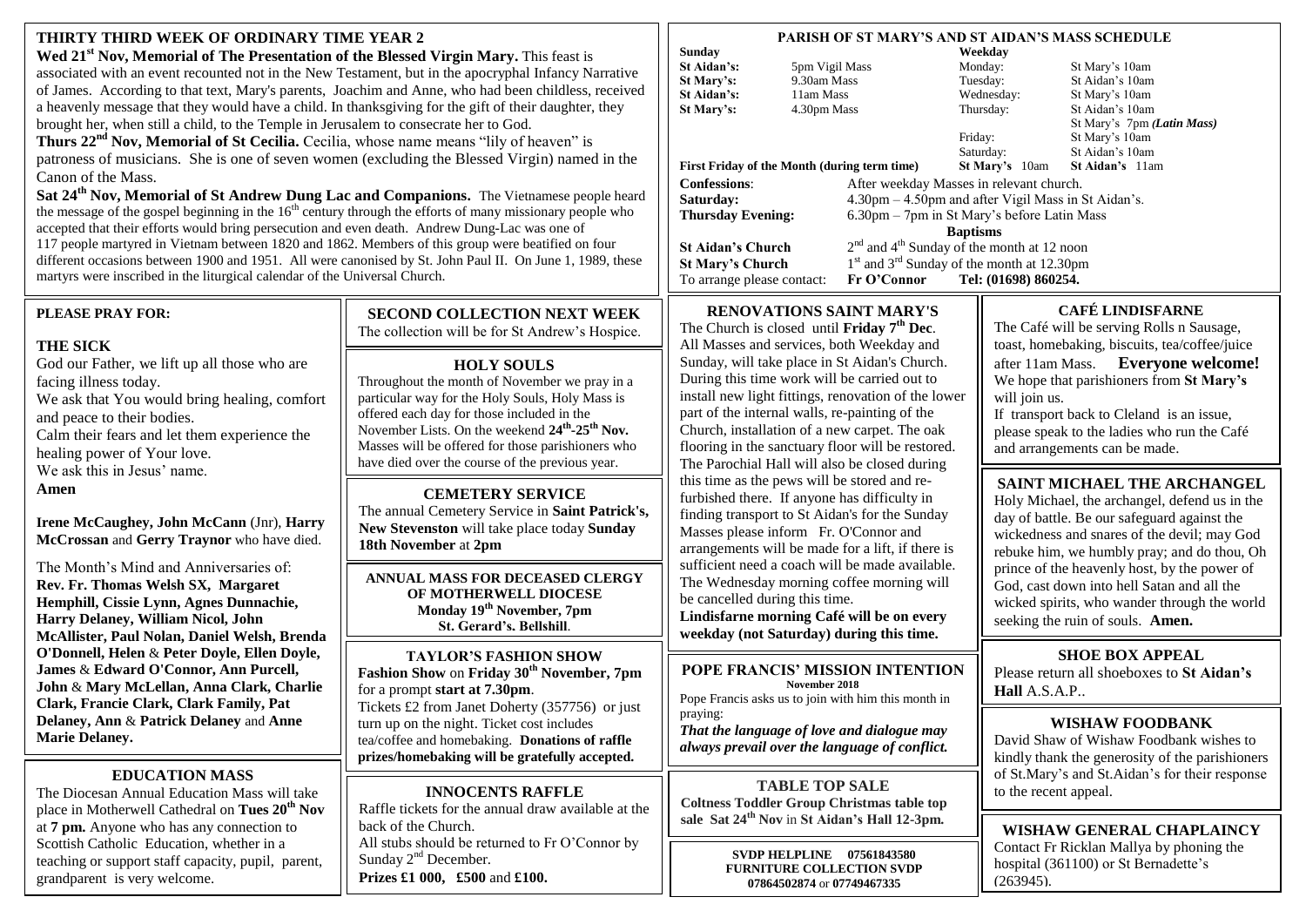## THIRTY THIRD WEEK OF ORDINARY TIME YEAR 2

**Wed 21st Nov, Memorial of The Presentation of the Blessed Virgin Mary.** This feast is associated with an event recounted not in the New Testament, but in the apocryphal Infancy Narrative of James. According to that text, Mary's parents, Joachim and Anne, who had been childless, received a heavenly message that they would have a child. In thanksgiving for the gift of their daughter, they brought her, when still a child, to the Temple in Jerusalem to consecrate her to God.

**Thurs 22nd Nov, Memorial of St Cecilia.** Cecilia, whose name means "lily of heaven" is patroness of musicians. She is one of seven women (excluding the Blessed Virgin) named in the Canon of the Mass.

**Sat 24th Nov, Memorial of St Andrew Dung Lac and Companions.** The Vietnamese people heard the message of the gospel beginning in the 16th century through the efforts of many missionary people who accepted that their efforts would bring persecution and even death. Andrew Dung-Lac was one of 117 people martyred in Vietnam between 1820 and 1862. Members of this group were beatified on four different occasions between 1900 and 1951. All were canonised by St. John Paul II. On June 1, 1989, these martyrs were inscribed in the liturgical calendar of the Universal Church.

## PARISH OF ST MARY'S AND ST AIDAN'S MASS SCHEDULE

| Sunday | | Weekday | |
|---|---|---|---|
| St Aidan's: | 5pm Vigil Mass | Monday: | St Mary's 10am |
| St Mary's: | 9.30am Mass | Tuesday: | St Aidan's 10am |
| St Aidan's: | 11am Mass | Wednesday: | St Mary's 10am |
| St Mary's: | 4.30pm Mass | Thursday: | St Aidan's 10am<br>St Mary's 7pm *(Latin Mass)* |
| | | Friday: | St Mary's 10am |
| | | Saturday: | St Aidan's 10am |

**First Friday of the Month (during term time)** **St Mary's** 10am **St Aidan's** 11am

**Confessions**: After weekday Masses in relevant church.
**Saturday:** 4.30pm – 4.50pm and after Vigil Mass in St Aidan's.
**Thursday Evening:** 6.30pm – 7pm in St Mary's before Latin Mass

**Baptisms**

**St Aidan's Church** 2nd and 4th Sunday of the month at 12 noon
**St Mary's Church** 1st and 3rd Sunday of the month at 12.30pm
To arrange please contact: **Fr O'Connor** **Tel: (01698) 860254.**

### PLEASE PRAY FOR:

**THE SICK**

God our Father, we lift up all those who are facing illness today.
We ask that You would bring healing, comfort and peace to their bodies.
Calm their fears and let them experience the healing power of Your love.
We ask this in Jesus' name.
**Amen**

**Irene McCaughey, John McCann** (Jnr), **Harry McCrossan** and **Gerry Traynor** who have died.

The Month's Mind and Anniversaries of:
**Rev. Fr. Thomas Welsh SX, Margaret Hemphill, Cissie Lynn, Agnes Dunnachie, Harry Delaney, William Nicol, John McAllister, Paul Nolan, Daniel Welsh, Brenda O'Donnell, Helen** & **Peter Doyle, Ellen Doyle, James** & **Edward O'Connor, Ann Purcell, John** & **Mary McLellan, Anna Clark, Charlie Clark, Francie Clark, Clark Family, Pat Delaney, Ann** & **Patrick Delaney** and **Anne Marie Delaney.**

### EDUCATION MASS

The Diocesan Annual Education Mass will take place in Motherwell Cathedral on **Tues 20th Nov** at **7 pm.** Anyone who has any connection to Scottish Catholic Education, whether in a teaching or support staff capacity, pupil, parent, grandparent is very welcome.

### SECOND COLLECTION NEXT WEEK

The collection will be for St Andrew's Hospice.

### HOLY SOULS

Throughout the month of November we pray in a particular way for the Holy Souls, Holy Mass is offered each day for those included in the November Lists. On the weekend **24th-25th Nov.** Masses will be offered for those parishioners who have died over the course of the previous year.

### CEMETERY SERVICE

The annual Cemetery Service in **Saint Patrick's, New Stevenston** will take place today **Sunday 18th November** at **2pm**

### ANNUAL MASS FOR DECEASED CLERGY OF MOTHERWELL DIOCESE

**Monday 19th November, 7pm**
**St. Gerard's. Bellshill**.

### TAYLOR'S FASHION SHOW

**Fashion Show** on **Friday 30th November, 7pm** for a prompt **start at 7.30pm**.
Tickets £2 from Janet Doherty (357756) or just turn up on the night. Ticket cost includes tea/coffee and homebaking. **Donations of raffle prizes/homebaking will be gratefully accepted.**

### INNOCENTS RAFFLE

Raffle tickets for the annual draw available at the back of the Church.
All stubs should be returned to Fr O'Connor by Sunday 2nd December.
**Prizes £1 000, £500** and **£100.**

### RENOVATIONS SAINT MARY'S

The Church is closed until **Friday 7th Dec**. All Masses and services, both Weekday and Sunday, will take place in St Aidan's Church. During this time work will be carried out to install new light fittings, renovation of the lower part of the internal walls, re-painting of the Church, installation of a new carpet. The oak flooring in the sanctuary floor will be restored. The Parochial Hall will also be closed during this time as the pews will be stored and re-furbished there. If anyone has difficulty in finding transport to St Aidan's for the Sunday Masses please inform Fr. O'Connor and arrangements will be made for a lift, if there is sufficient need a coach will be made available. The Wednesday morning coffee morning will be cancelled during this time.
**Lindisfarne morning Café will be on every weekday (not Saturday) during this time.**

### POPE FRANCIS' MISSION INTENTION

**November 2018**

Pope Francis asks us to join with him this month in praying:
***That the language of love and dialogue may always prevail over the language of conflict.***

### TABLE TOP SALE

**Coltness Toddler Group Christmas table top sale Sat 24th Nov** in **St Aidan's Hall 12-3pm.**

**SVDP HELPLINE 07561843580**
**FURNITURE COLLECTION SVDP**
**07864502874** or **07749467335**

### CAFÉ LINDISFARNE

The Café will be serving Rolls n Sausage, toast, homebaking, biscuits, tea/coffee/juice after 11am Mass. **Everyone welcome!** We hope that parishioners from **St Mary's** will join us.
If transport back to Cleland is an issue, please speak to the ladies who run the Café and arrangements can be made.

### SAINT MICHAEL THE ARCHANGEL

Holy Michael, the archangel, defend us in the day of battle. Be our safeguard against the wickedness and snares of the devil; may God rebuke him, we humbly pray; and do thou, Oh prince of the heavenly host, by the power of God, cast down into hell Satan and all the wicked spirits, who wander through the world seeking the ruin of souls. **Amen.**

### SHOE BOX APPEAL

Please return all shoeboxes to **St Aidan's Hall** A.S.A.P..

### WISHAW FOODBANK

David Shaw of Wishaw Foodbank wishes to kindly thank the generosity of the parishioners of St.Mary's and St.Aidan's for their response to the recent appeal.

### WISHAW GENERAL CHAPLAINCY

Contact Fr Ricklan Mallya by phoning the hospital (361100) or St Bernadette's (263945).